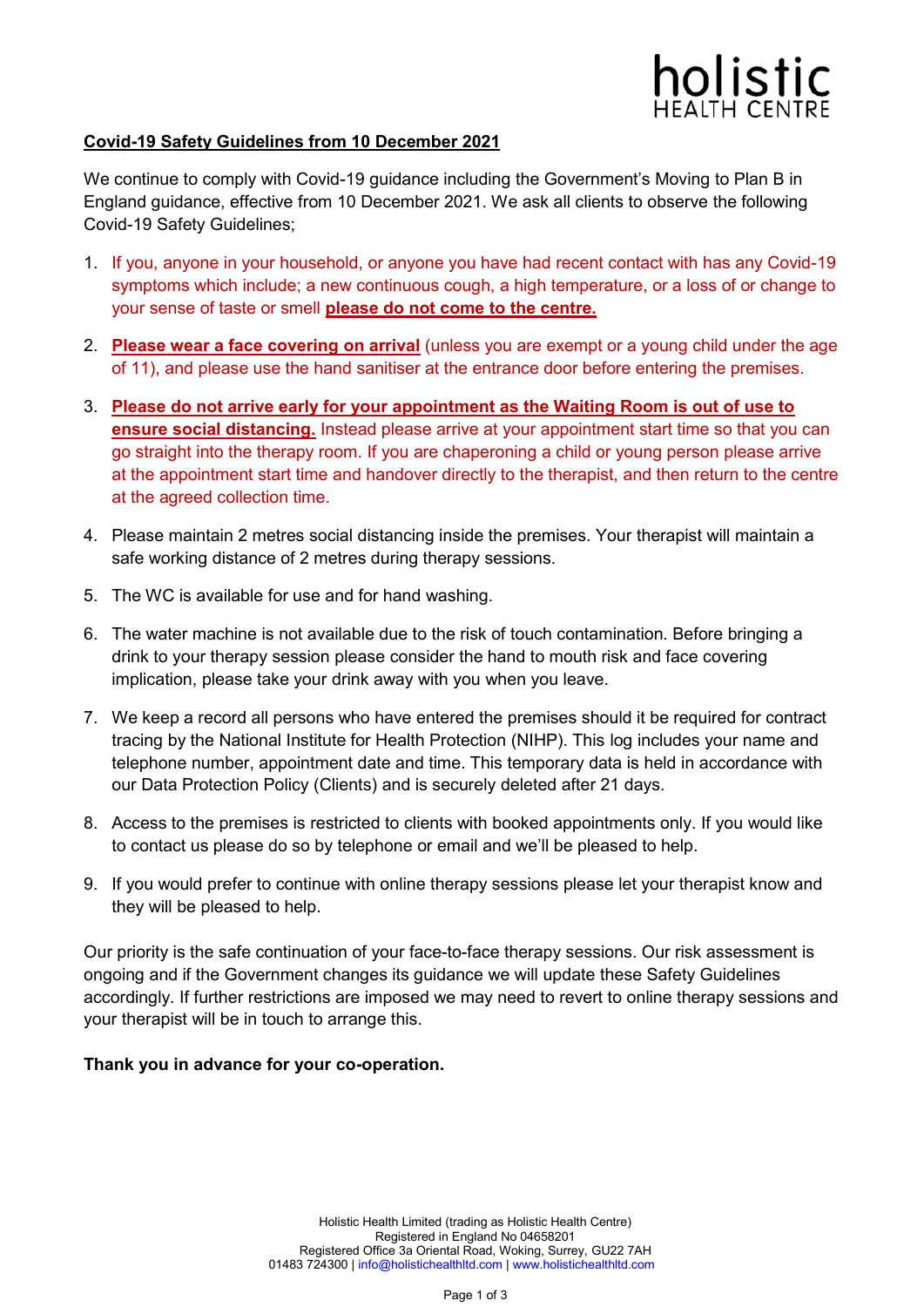holistic
HEALTH CENTRE

## Covid-19 Safety Guidelines from 10 December 2021

We continue to comply with Covid-19 guidance including the Government's Moving to Plan B in England guidance, effective from 10 December 2021. We ask all clients to observe the following Covid-19 Safety Guidelines;

1. If you, anyone in your household, or anyone you have had recent contact with has any Covid-19 symptoms which include; a new continuous cough, a high temperature, or a loss of or change to your sense of taste or smell **please do not come to the centre.**

2. **Please wear a face covering on arrival** (unless you are exempt or a young child under the age of 11), and please use the hand sanitiser at the entrance door before entering the premises.

3. **Please do not arrive early for your appointment as the Waiting Room is out of use to ensure social distancing.** Instead please arrive at your appointment start time so that you can go straight into the therapy room. If you are chaperoning a child or young person please arrive at the appointment start time and handover directly to the therapist, and then return to the centre at the agreed collection time.

4. Please maintain 2 metres social distancing inside the premises. Your therapist will maintain a safe working distance of 2 metres during therapy sessions.

5. The WC is available for use and for hand washing.

6. The water machine is not available due to the risk of touch contamination. Before bringing a drink to your therapy session please consider the hand to mouth risk and face covering implication, please take your drink away with you when you leave.

7. We keep a record all persons who have entered the premises should it be required for contract tracing by the National Institute for Health Protection (NIHP). This log includes your name and telephone number, appointment date and time. This temporary data is held in accordance with our Data Protection Policy (Clients) and is securely deleted after 21 days.

8. Access to the premises is restricted to clients with booked appointments only. If you would like to contact us please do so by telephone or email and we'll be pleased to help.

9. If you would prefer to continue with online therapy sessions please let your therapist know and they will be pleased to help.

Our priority is the safe continuation of your face-to-face therapy sessions. Our risk assessment is ongoing and if the Government changes its guidance we will update these Safety Guidelines accordingly. If further restrictions are imposed we may need to revert to online therapy sessions and your therapist will be in touch to arrange this.

**Thank you in advance for your co-operation.**

Holistic Health Limited (trading as Holistic Health Centre)
Registered in England No 04658201
Registered Office 3a Oriental Road, Woking, Surrey, GU22 7AH
01483 724300 | info@holistichealthltd.com | www.holistichealthltd.com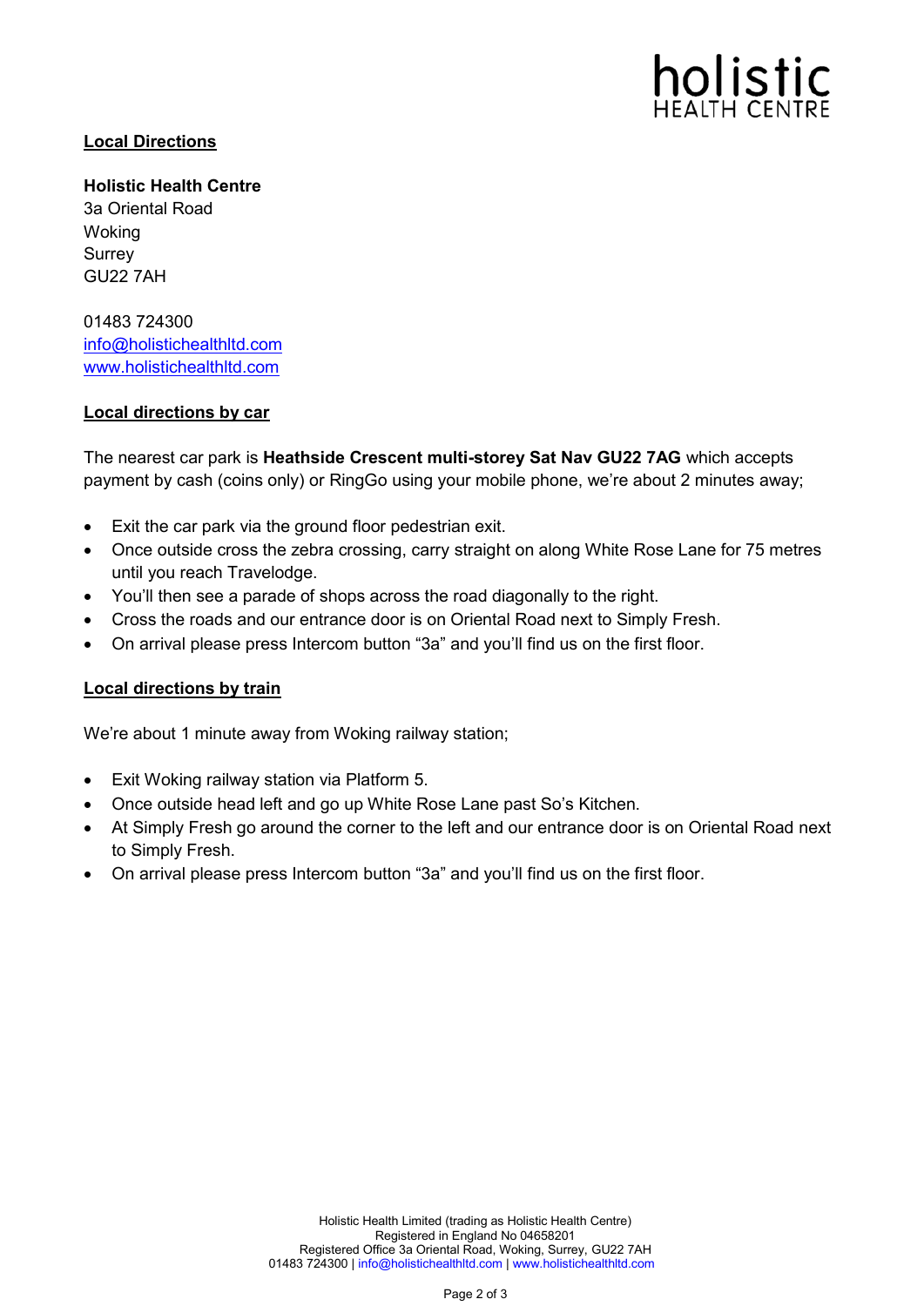## Local Directions

**Holistic Health Centre**
3a Oriental Road
Woking
Surrey
GU22 7AH

01483 724300
info@holistichealthltd.com
www.holistichealthltd.com

## Local directions by car

The nearest car park is **Heathside Crescent multi-storey Sat Nav GU22 7AG** which accepts payment by cash (coins only) or RingGo using your mobile phone, we're about 2 minutes away;

- Exit the car park via the ground floor pedestrian exit.
- Once outside cross the zebra crossing, carry straight on along White Rose Lane for 75 metres until you reach Travelodge.
- You'll then see a parade of shops across the road diagonally to the right.
- Cross the roads and our entrance door is on Oriental Road next to Simply Fresh.
- On arrival please press Intercom button "3a" and you'll find us on the first floor.

## Local directions by train

We're about 1 minute away from Woking railway station;

- Exit Woking railway station via Platform 5.
- Once outside head left and go up White Rose Lane past So's Kitchen.
- At Simply Fresh go around the corner to the left and our entrance door is on Oriental Road next to Simply Fresh.
- On arrival please press Intercom button "3a" and you'll find us on the first floor.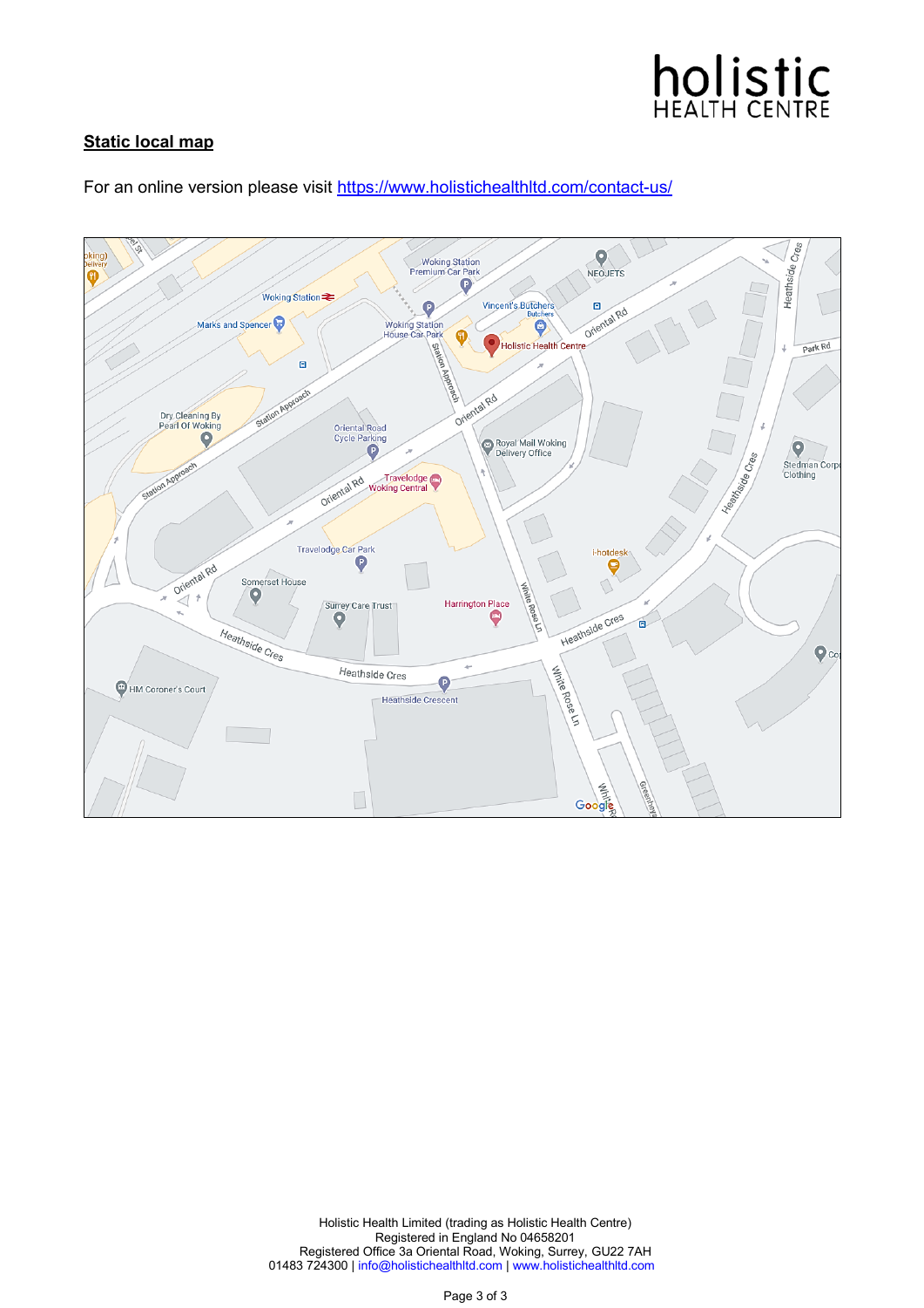holistic
HEALTH CENTRE

**Static local map**

For an online version please visit [https://www.holistichealthltd.com/contact-us/](https://www.holistichealthltd.com/contact-us/)

Holistic Health Limited (trading as Holistic Health Centre)
Registered in England No 04658201
Registered Office 3a Oriental Road, Woking, Surrey, GU22 7AH
01483 724300 | info@holistichealthltd.com | www.holistichealthltd.com